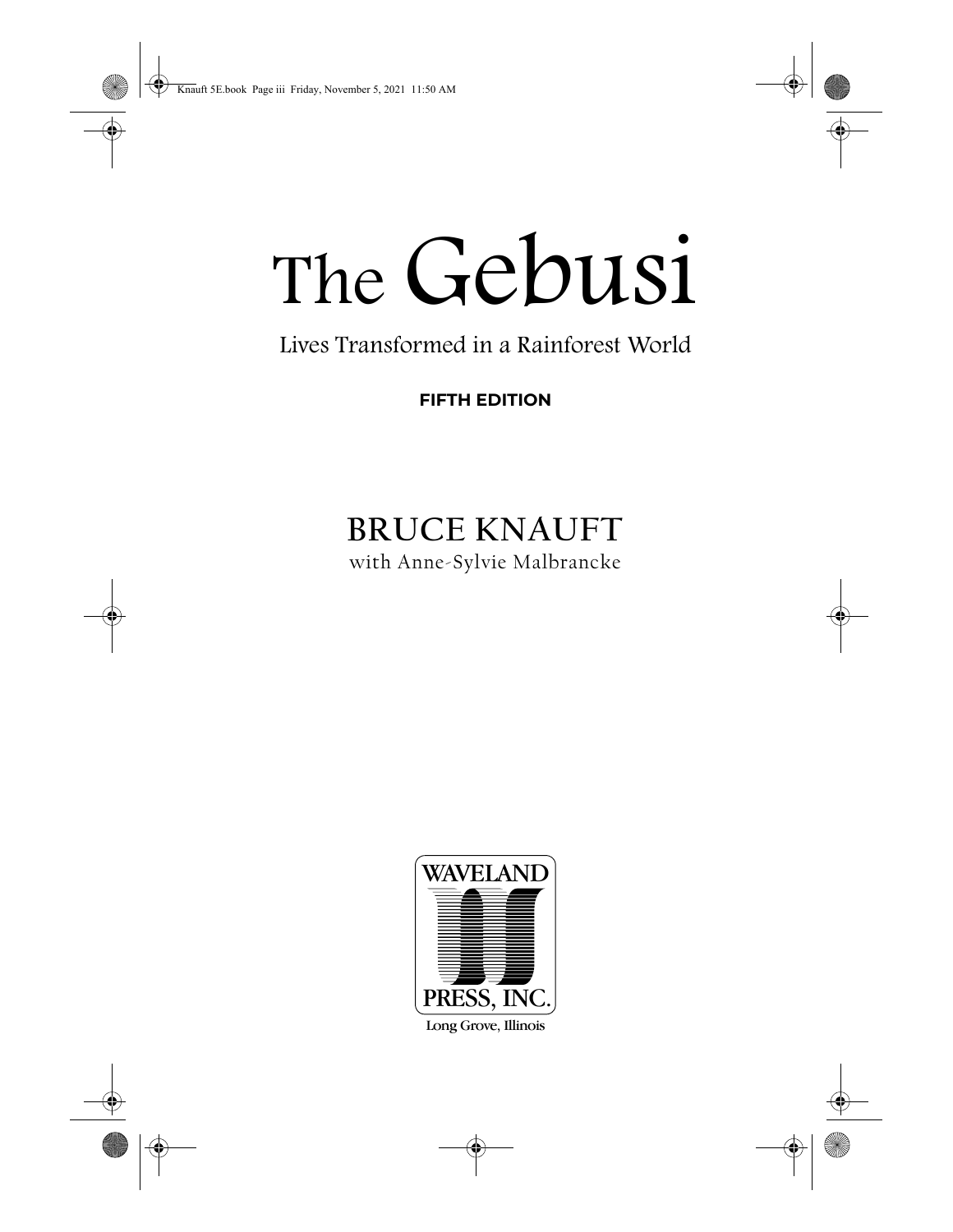# The Gebusi

Lives Transformed in a Rainforest World

**FIFTH EDITION**

BRUCE KNAUFT

with Anne-Sylvie Malbrancke

WAVELAND PRESS, INC.

Long Grove, Illinois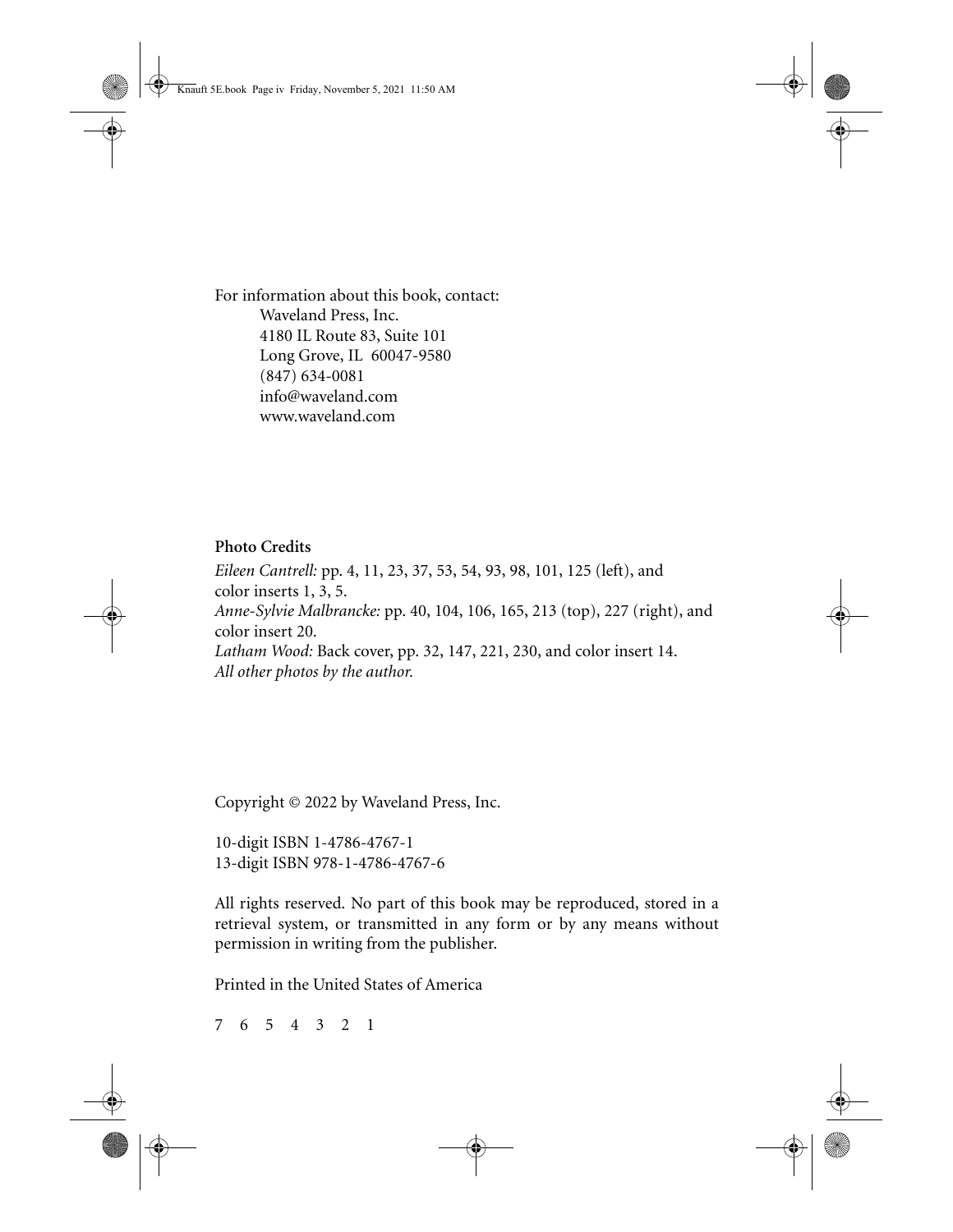For information about this book, contact:
Waveland Press, Inc.
4180 IL Route 83, Suite 101
Long Grove, IL 60047-9580
(847) 634-0081
info@waveland.com
www.waveland.com

**Photo Credits**

*Eileen Cantrell:* pp. 4, 11, 23, 37, 53, 54, 93, 98, 101, 125 (left), and color inserts 1, 3, 5.
*Anne-Sylvie Malbrancke:* pp. 40, 104, 106, 165, 213 (top), 227 (right), and color insert 20.
*Latham Wood:* Back cover, pp. 32, 147, 221, 230, and color insert 14.
*All other photos by the author.*

Copyright © 2022 by Waveland Press, Inc.

10-digit ISBN 1-4786-4767-1
13-digit ISBN 978-1-4786-4767-6

All rights reserved. No part of this book may be reproduced, stored in a retrieval system, or transmitted in any form or by any means without permission in writing from the publisher.

Printed in the United States of America

7 6 5 4 3 2 1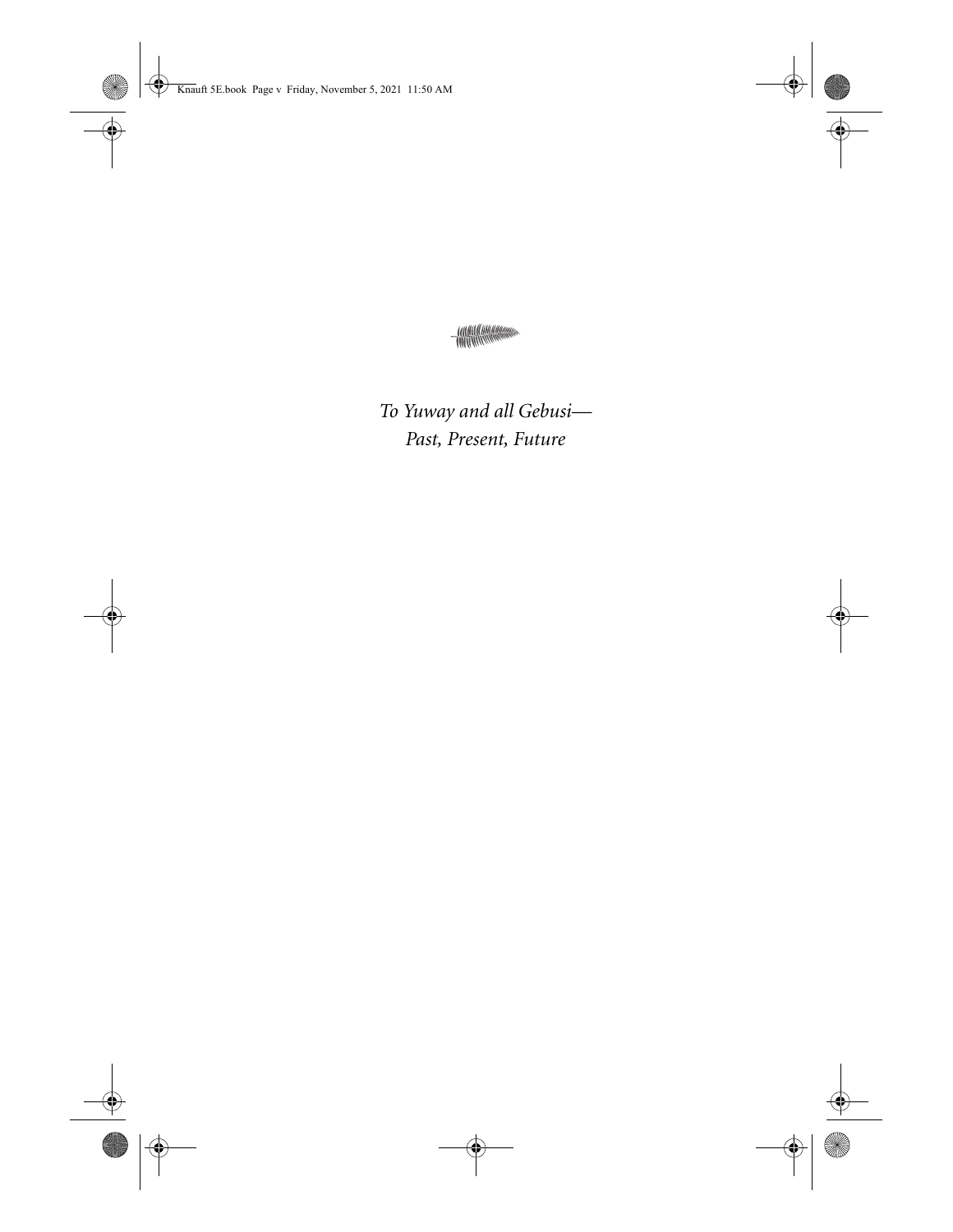*To Yuway and all Gebusi—*
*Past, Present, Future*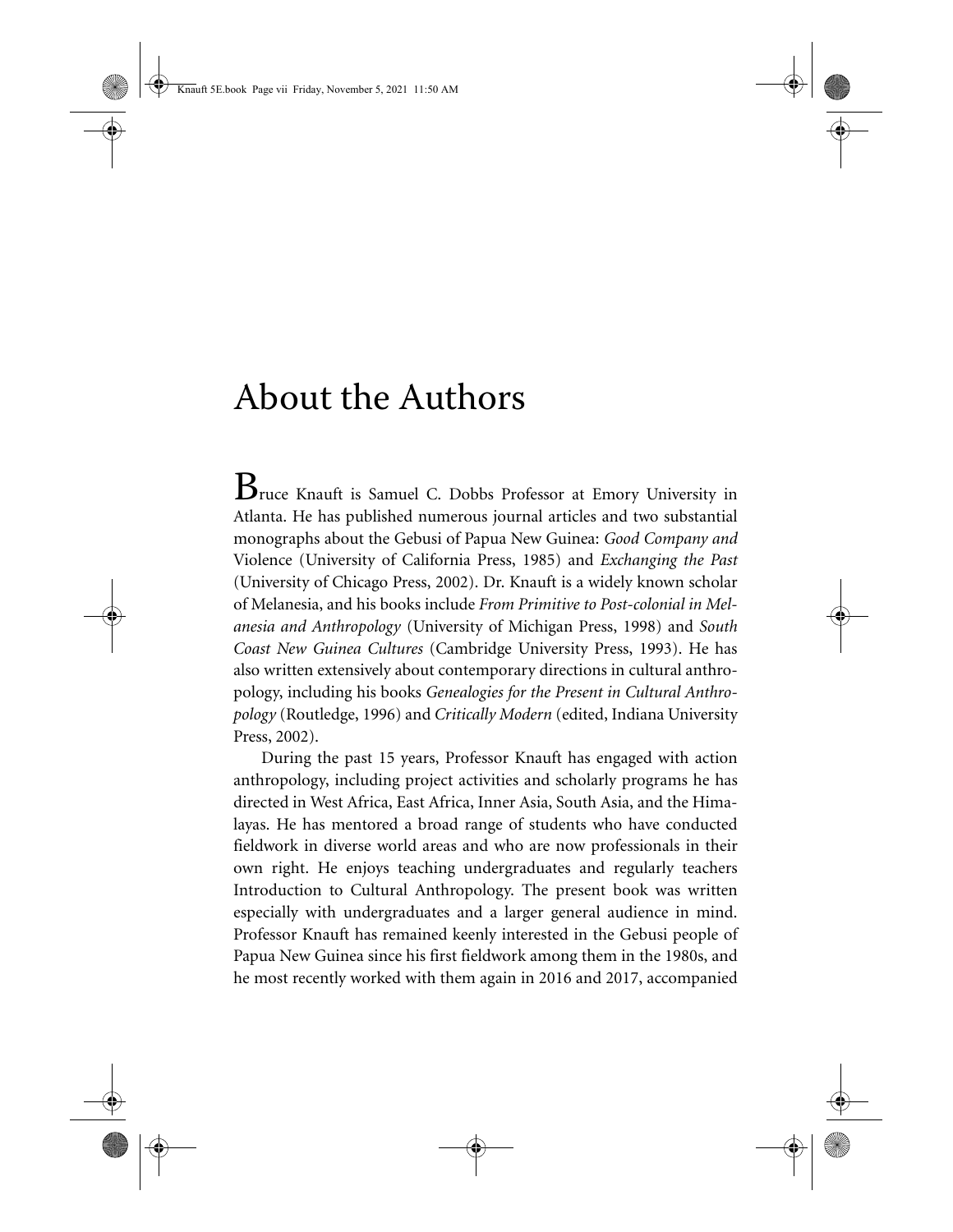# About the Authors

Bruce Knauft is Samuel C. Dobbs Professor at Emory University in Atlanta. He has published numerous journal articles and two substantial monographs about the Gebusi of Papua New Guinea: *Good Company and* Violence (University of California Press, 1985) and *Exchanging the Past* (University of Chicago Press, 2002). Dr. Knauft is a widely known scholar of Melanesia, and his books include *From Primitive to Post-colonial in Melanesia and Anthropology* (University of Michigan Press, 1998) and *South Coast New Guinea Cultures* (Cambridge University Press, 1993). He has also written extensively about contemporary directions in cultural anthropology, including his books *Genealogies for the Present in Cultural Anthropology* (Routledge, 1996) and *Critically Modern* (edited, Indiana University Press, 2002).

During the past 15 years, Professor Knauft has engaged with action anthropology, including project activities and scholarly programs he has directed in West Africa, East Africa, Inner Asia, South Asia, and the Himalayas. He has mentored a broad range of students who have conducted fieldwork in diverse world areas and who are now professionals in their own right. He enjoys teaching undergraduates and regularly teachers Introduction to Cultural Anthropology. The present book was written especially with undergraduates and a larger general audience in mind. Professor Knauft has remained keenly interested in the Gebusi people of Papua New Guinea since his first fieldwork among them in the 1980s, and he most recently worked with them again in 2016 and 2017, accompanied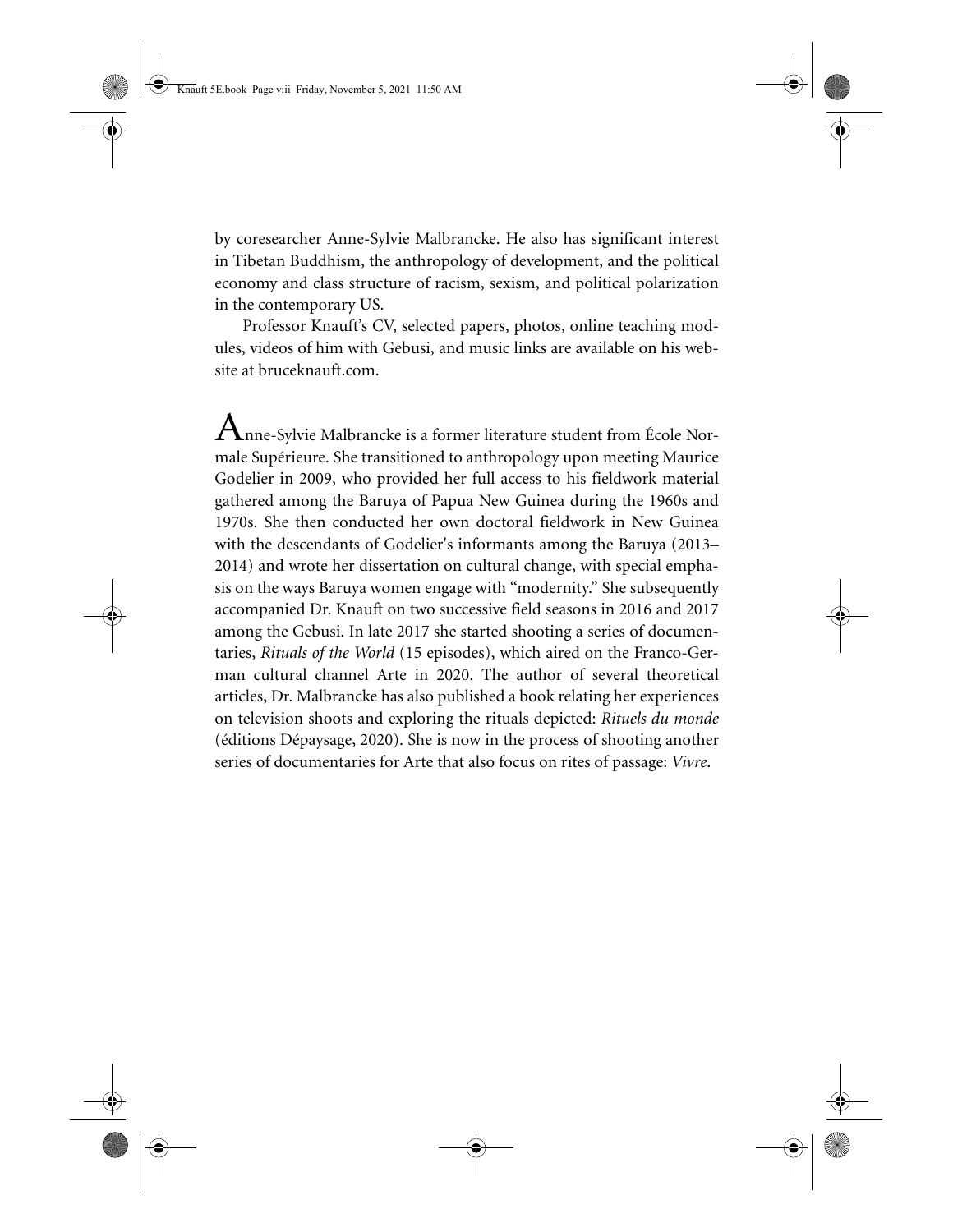by coresearcher Anne-Sylvie Malbrancke. He also has significant interest in Tibetan Buddhism, the anthropology of development, and the political economy and class structure of racism, sexism, and political polarization in the contemporary US.

Professor Knauft's CV, selected papers, photos, online teaching modules, videos of him with Gebusi, and music links are available on his website at bruceknauft.com.

Anne-Sylvie Malbrancke is a former literature student from École Normale Supérieure. She transitioned to anthropology upon meeting Maurice Godelier in 2009, who provided her full access to his fieldwork material gathered among the Baruya of Papua New Guinea during the 1960s and 1970s. She then conducted her own doctoral fieldwork in New Guinea with the descendants of Godelier's informants among the Baruya (2013–2014) and wrote her dissertation on cultural change, with special emphasis on the ways Baruya women engage with "modernity." She subsequently accompanied Dr. Knauft on two successive field seasons in 2016 and 2017 among the Gebusi. In late 2017 she started shooting a series of documentaries, *Rituals of the World* (15 episodes), which aired on the Franco-German cultural channel Arte in 2020. The author of several theoretical articles, Dr. Malbrancke has also published a book relating her experiences on television shoots and exploring the rituals depicted: *Rituels du monde* (éditions Dépaysage, 2020). She is now in the process of shooting another series of documentaries for Arte that also focus on rites of passage: *Vivre*.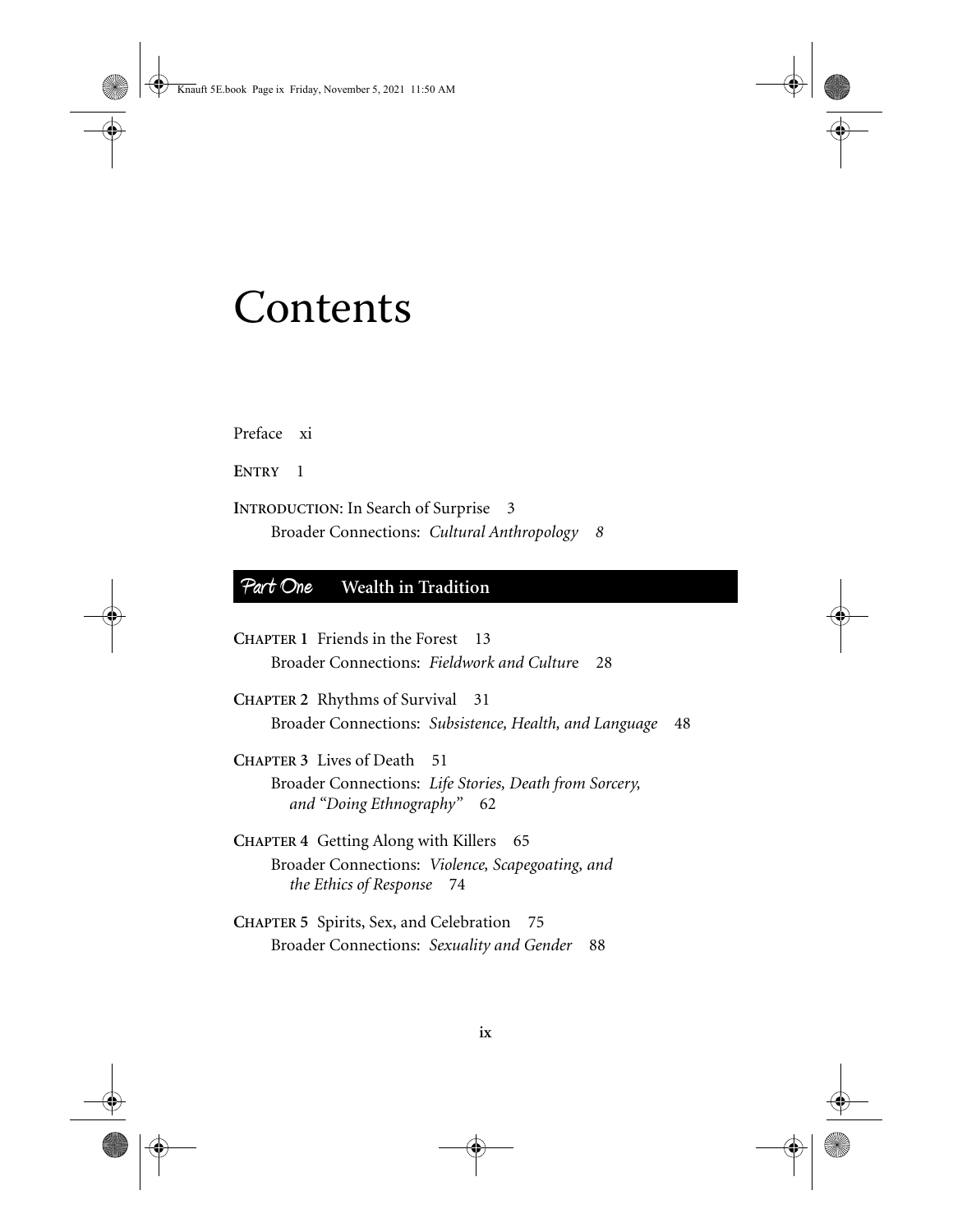# Contents

Preface xi

**ENTRY** 1

**INTRODUCTION**: In Search of Surprise 3
  Broader Connections: *Cultural Anthropology* 8

## *Part One* Wealth in Tradition

**CHAPTER 1** Friends in the Forest 13
  Broader Connections: *Fieldwork and Culture* 28

**CHAPTER 2** Rhythms of Survival 31
  Broader Connections: *Subsistence, Health, and Language* 48

**CHAPTER 3** Lives of Death 51
  Broader Connections: *Life Stories, Death from Sorcery, and "Doing Ethnography"* 62

**CHAPTER 4** Getting Along with Killers 65
  Broader Connections: *Violence, Scapegoating, and the Ethics of Response* 74

**CHAPTER 5** Spirits, Sex, and Celebration 75
  Broader Connections: *Sexuality and Gender* 88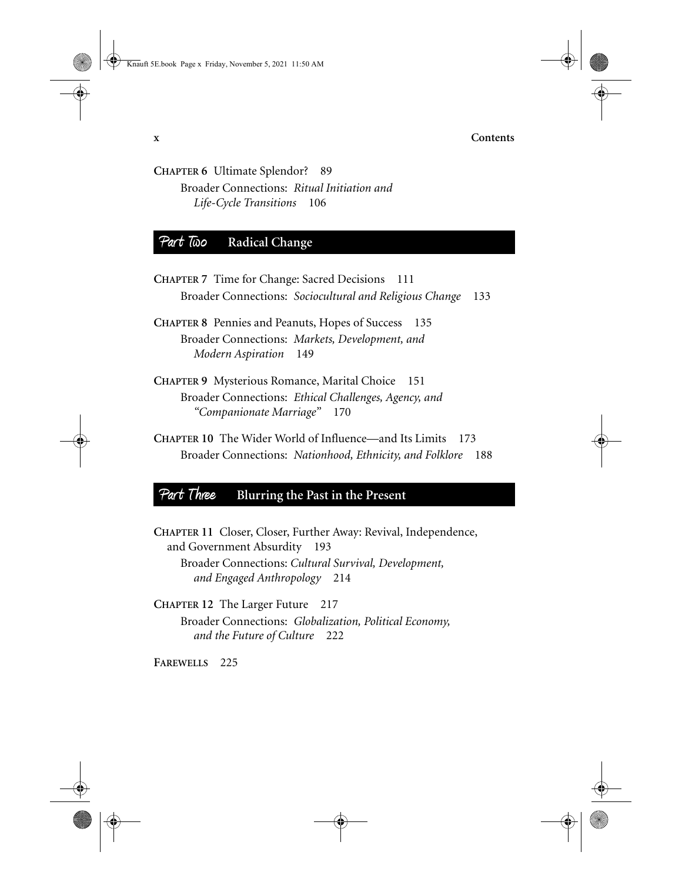**CHAPTER 6** Ultimate Splendor? 89

Broader Connections: *Ritual Initiation and Life-Cycle Transitions* 106

## *Part Two* Radical Change

**CHAPTER 7** Time for Change: Sacred Decisions 111

Broader Connections: *Sociocultural and Religious Change* 133

**CHAPTER 8** Pennies and Peanuts, Hopes of Success 135

Broader Connections: *Markets, Development, and Modern Aspiration* 149

**CHAPTER 9** Mysterious Romance, Marital Choice 151

Broader Connections: *Ethical Challenges, Agency, and "Companionate Marriage"* 170

**CHAPTER 10** The Wider World of Influence—and Its Limits 173

Broader Connections: *Nationhood, Ethnicity, and Folklore* 188

## *Part Three* Blurring the Past in the Present

**CHAPTER 11** Closer, Closer, Further Away: Revival, Independence, and Government Absurdity 193

Broader Connections: *Cultural Survival, Development, and Engaged Anthropology* 214

**CHAPTER 12** The Larger Future 217

Broader Connections: *Globalization, Political Economy, and the Future of Culture* 222

**FAREWELLS** 225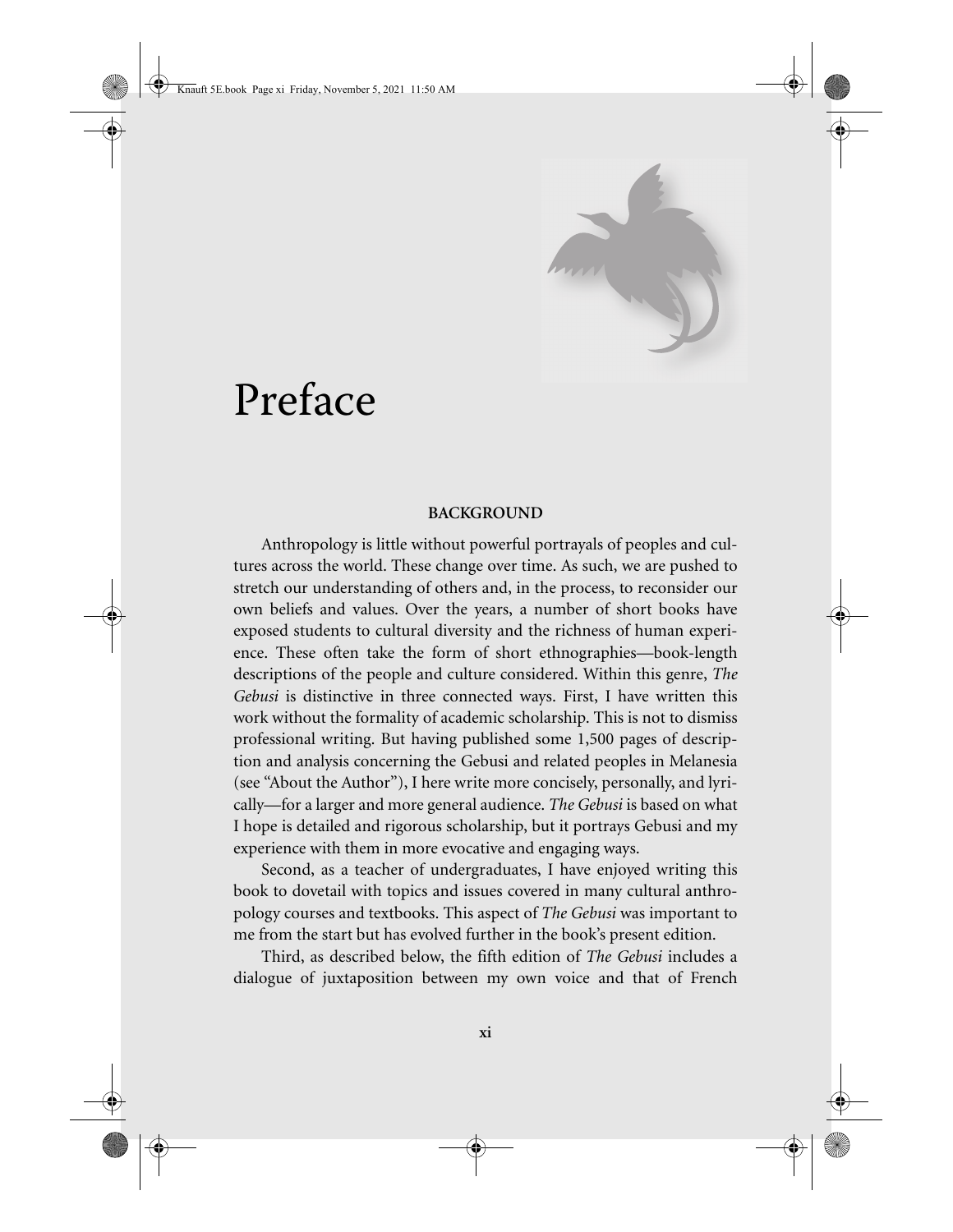# Preface

### BACKGROUND

Anthropology is little without powerful portrayals of peoples and cultures across the world. These change over time. As such, we are pushed to stretch our understanding of others and, in the process, to reconsider our own beliefs and values. Over the years, a number of short books have exposed students to cultural diversity and the richness of human experience. These often take the form of short ethnographies—book-length descriptions of the people and culture considered. Within this genre, *The Gebusi* is distinctive in three connected ways. First, I have written this work without the formality of academic scholarship. This is not to dismiss professional writing. But having published some 1,500 pages of description and analysis concerning the Gebusi and related peoples in Melanesia (see "About the Author"), I here write more concisely, personally, and lyrically—for a larger and more general audience. *The Gebusi* is based on what I hope is detailed and rigorous scholarship, but it portrays Gebusi and my experience with them in more evocative and engaging ways.

Second, as a teacher of undergraduates, I have enjoyed writing this book to dovetail with topics and issues covered in many cultural anthropology courses and textbooks. This aspect of *The Gebusi* was important to me from the start but has evolved further in the book's present edition.

Third, as described below, the fifth edition of *The Gebusi* includes a dialogue of juxtaposition between my own voice and that of French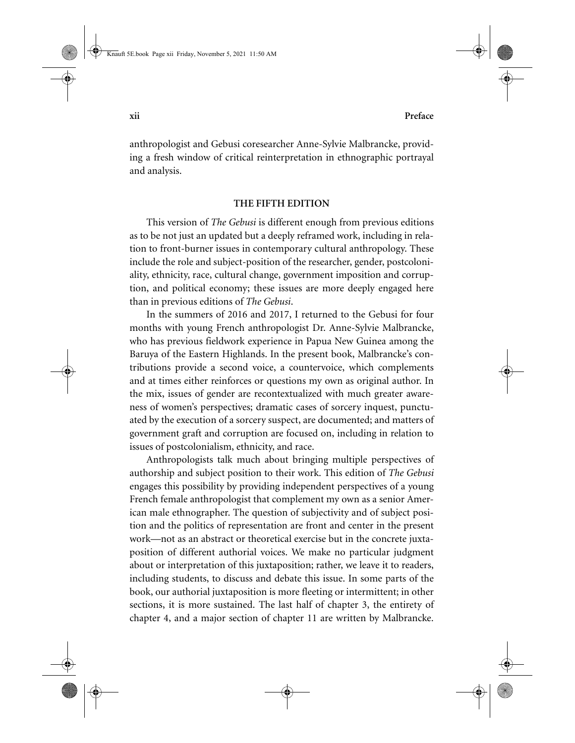anthropologist and Gebusi coresearcher Anne-Sylvie Malbrancke, providing a fresh window of critical reinterpretation in ethnographic portrayal and analysis.

## THE FIFTH EDITION

This version of *The Gebusi* is different enough from previous editions as to be not just an updated but a deeply reframed work, including in relation to front-burner issues in contemporary cultural anthropology. These include the role and subject-position of the researcher, gender, postcoloniality, ethnicity, race, cultural change, government imposition and corruption, and political economy; these issues are more deeply engaged here than in previous editions of *The Gebusi*.

In the summers of 2016 and 2017, I returned to the Gebusi for four months with young French anthropologist Dr. Anne-Sylvie Malbrancke, who has previous fieldwork experience in Papua New Guinea among the Baruya of the Eastern Highlands. In the present book, Malbrancke's contributions provide a second voice, a countervoice, which complements and at times either reinforces or questions my own as original author. In the mix, issues of gender are recontextualized with much greater awareness of women's perspectives; dramatic cases of sorcery inquest, punctuated by the execution of a sorcery suspect, are documented; and matters of government graft and corruption are focused on, including in relation to issues of postcolonialism, ethnicity, and race.

Anthropologists talk much about bringing multiple perspectives of authorship and subject position to their work. This edition of *The Gebusi* engages this possibility by providing independent perspectives of a young French female anthropologist that complement my own as a senior American male ethnographer. The question of subjectivity and of subject position and the politics of representation are front and center in the present work—not as an abstract or theoretical exercise but in the concrete juxtaposition of different authorial voices. We make no particular judgment about or interpretation of this juxtaposition; rather, we leave it to readers, including students, to discuss and debate this issue. In some parts of the book, our authorial juxtaposition is more fleeting or intermittent; in other sections, it is more sustained. The last half of chapter 3, the entirety of chapter 4, and a major section of chapter 11 are written by Malbrancke.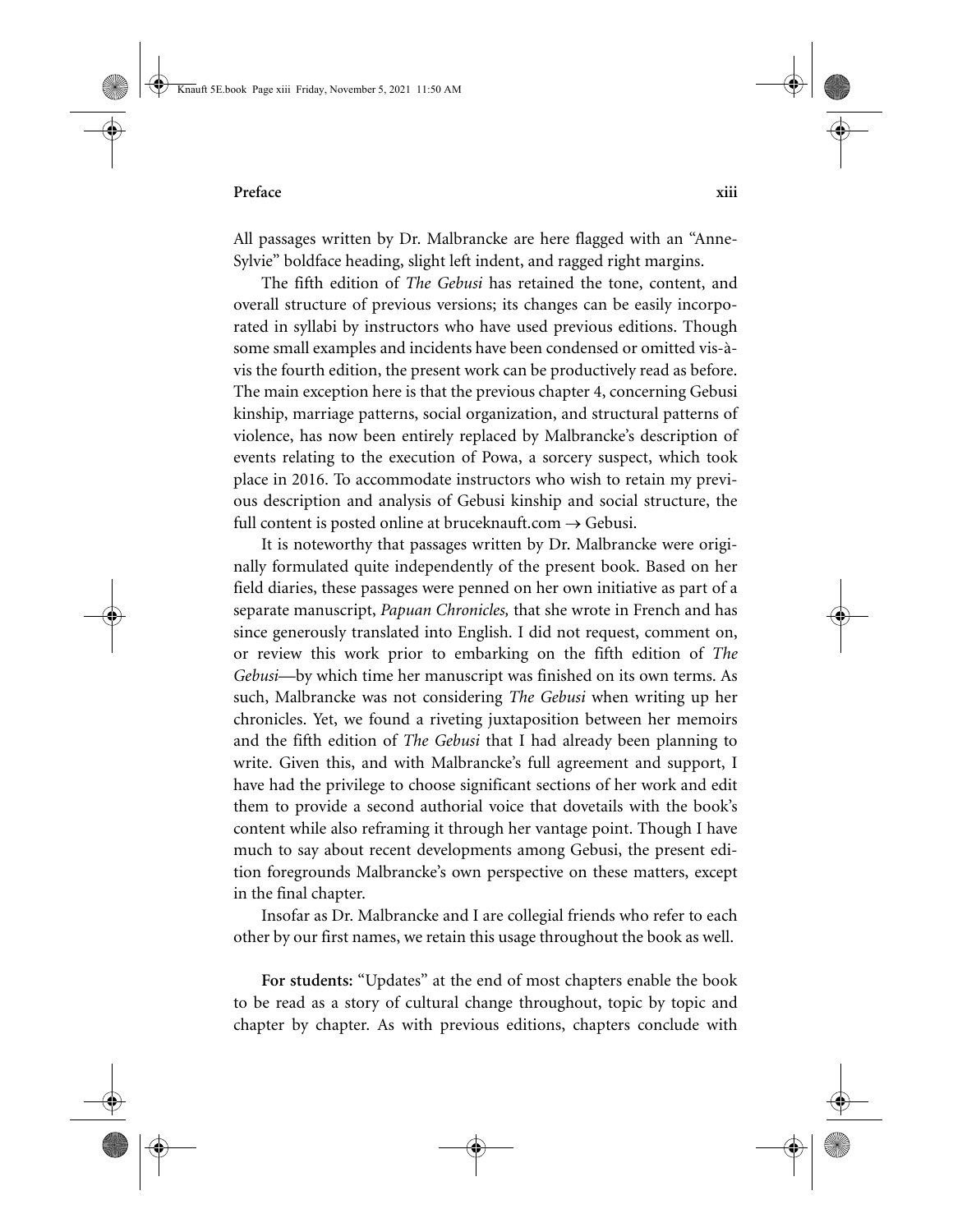All passages written by Dr. Malbrancke are here flagged with an "Anne-Sylvie" boldface heading, slight left indent, and ragged right margins.

The fifth edition of *The Gebusi* has retained the tone, content, and overall structure of previous versions; its changes can be easily incorporated in syllabi by instructors who have used previous editions. Though some small examples and incidents have been condensed or omitted vis-à-vis the fourth edition, the present work can be productively read as before. The main exception here is that the previous chapter 4, concerning Gebusi kinship, marriage patterns, social organization, and structural patterns of violence, has now been entirely replaced by Malbrancke's description of events relating to the execution of Powa, a sorcery suspect, which took place in 2016. To accommodate instructors who wish to retain my previous description and analysis of Gebusi kinship and social structure, the full content is posted online at bruceknauft.com → Gebusi.

It is noteworthy that passages written by Dr. Malbrancke were originally formulated quite independently of the present book. Based on her field diaries, these passages were penned on her own initiative as part of a separate manuscript, *Papuan Chronicles,* that she wrote in French and has since generously translated into English. I did not request, comment on, or review this work prior to embarking on the fifth edition of *The Gebusi*—by which time her manuscript was finished on its own terms. As such, Malbrancke was not considering *The Gebusi* when writing up her chronicles. Yet, we found a riveting juxtaposition between her memoirs and the fifth edition of *The Gebusi* that I had already been planning to write. Given this, and with Malbrancke's full agreement and support, I have had the privilege to choose significant sections of her work and edit them to provide a second authorial voice that dovetails with the book's content while also reframing it through her vantage point. Though I have much to say about recent developments among Gebusi, the present edition foregrounds Malbrancke's own perspective on these matters, except in the final chapter.

Insofar as Dr. Malbrancke and I are collegial friends who refer to each other by our first names, we retain this usage throughout the book as well.

**For students:** "Updates" at the end of most chapters enable the book to be read as a story of cultural change throughout, topic by topic and chapter by chapter. As with previous editions, chapters conclude with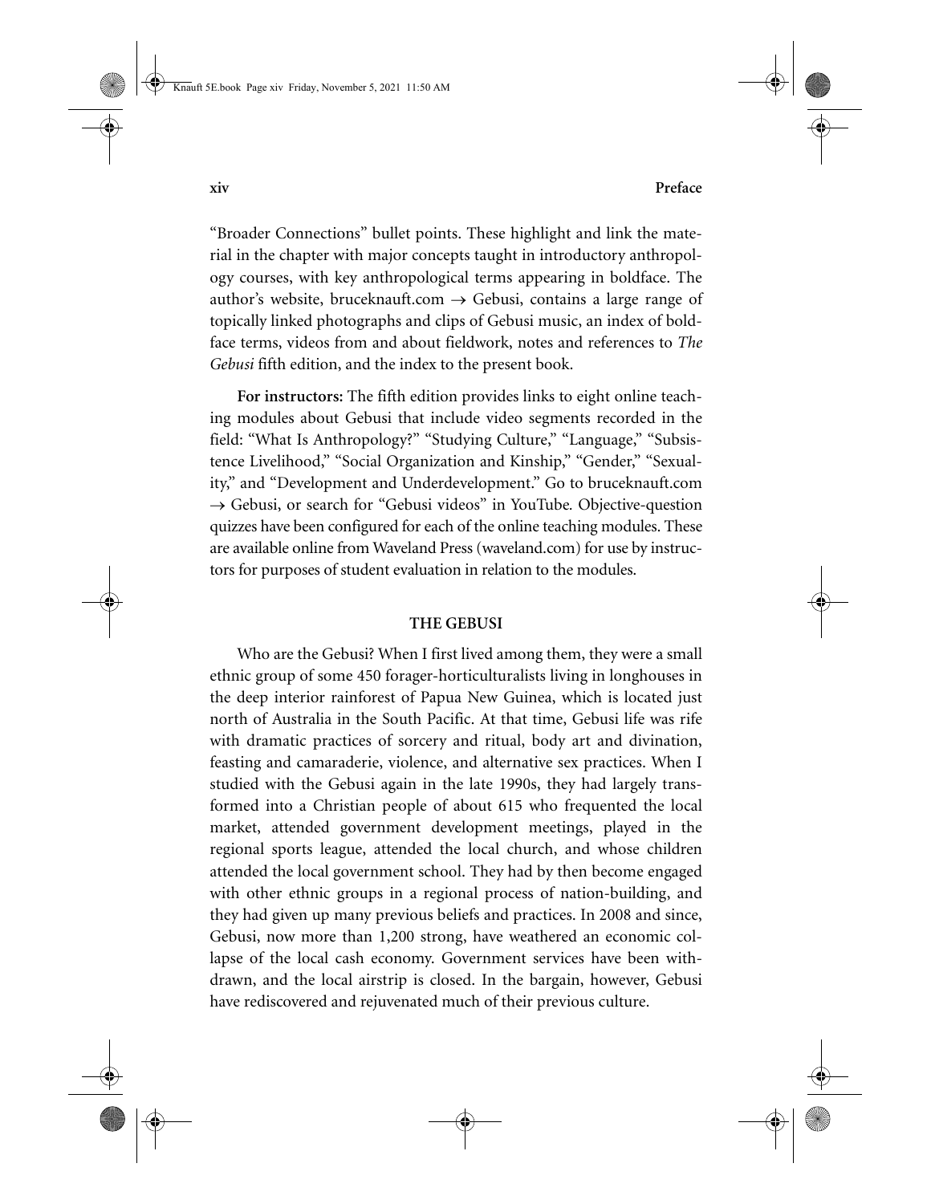"Broader Connections" bullet points. These highlight and link the material in the chapter with major concepts taught in introductory anthropology courses, with key anthropological terms appearing in boldface. The author's website, bruceknauft.com → Gebusi, contains a large range of topically linked photographs and clips of Gebusi music, an index of boldface terms, videos from and about fieldwork, notes and references to *The Gebusi* fifth edition, and the index to the present book.

**For instructors:** The fifth edition provides links to eight online teaching modules about Gebusi that include video segments recorded in the field: "What Is Anthropology?" "Studying Culture," "Language," "Subsistence Livelihood," "Social Organization and Kinship," "Gender," "Sexuality," and "Development and Underdevelopment." Go to bruceknauft.com → Gebusi, or search for "Gebusi videos" in YouTube. Objective-question quizzes have been configured for each of the online teaching modules. These are available online from Waveland Press (waveland.com) for use by instructors for purposes of student evaluation in relation to the modules.

## THE GEBUSI

Who are the Gebusi? When I first lived among them, they were a small ethnic group of some 450 forager-horticulturalists living in longhouses in the deep interior rainforest of Papua New Guinea, which is located just north of Australia in the South Pacific. At that time, Gebusi life was rife with dramatic practices of sorcery and ritual, body art and divination, feasting and camaraderie, violence, and alternative sex practices. When I studied with the Gebusi again in the late 1990s, they had largely transformed into a Christian people of about 615 who frequented the local market, attended government development meetings, played in the regional sports league, attended the local church, and whose children attended the local government school. They had by then become engaged with other ethnic groups in a regional process of nation-building, and they had given up many previous beliefs and practices. In 2008 and since, Gebusi, now more than 1,200 strong, have weathered an economic collapse of the local cash economy. Government services have been withdrawn, and the local airstrip is closed. In the bargain, however, Gebusi have rediscovered and rejuvenated much of their previous culture.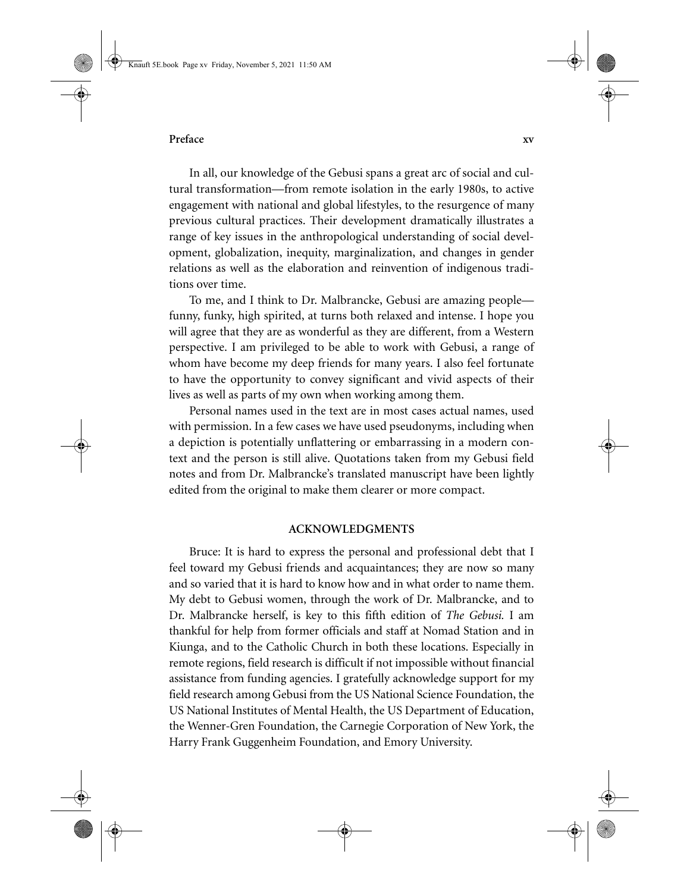In all, our knowledge of the Gebusi spans a great arc of social and cultural transformation—from remote isolation in the early 1980s, to active engagement with national and global lifestyles, to the resurgence of many previous cultural practices. Their development dramatically illustrates a range of key issues in the anthropological understanding of social development, globalization, inequity, marginalization, and changes in gender relations as well as the elaboration and reinvention of indigenous traditions over time.

To me, and I think to Dr. Malbrancke, Gebusi are amazing people—funny, funky, high spirited, at turns both relaxed and intense. I hope you will agree that they are as wonderful as they are different, from a Western perspective. I am privileged to be able to work with Gebusi, a range of whom have become my deep friends for many years. I also feel fortunate to have the opportunity to convey significant and vivid aspects of their lives as well as parts of my own when working among them.

Personal names used in the text are in most cases actual names, used with permission. In a few cases we have used pseudonyms, including when a depiction is potentially unflattering or embarrassing in a modern context and the person is still alive. Quotations taken from my Gebusi field notes and from Dr. Malbrancke's translated manuscript have been lightly edited from the original to make them clearer or more compact.

## ACKNOWLEDGMENTS

Bruce: It is hard to express the personal and professional debt that I feel toward my Gebusi friends and acquaintances; they are now so many and so varied that it is hard to know how and in what order to name them. My debt to Gebusi women, through the work of Dr. Malbrancke, and to Dr. Malbrancke herself, is key to this fifth edition of *The Gebusi.* I am thankful for help from former officials and staff at Nomad Station and in Kiunga, and to the Catholic Church in both these locations. Especially in remote regions, field research is difficult if not impossible without financial assistance from funding agencies. I gratefully acknowledge support for my field research among Gebusi from the US National Science Foundation, the US National Institutes of Mental Health, the US Department of Education, the Wenner-Gren Foundation, the Carnegie Corporation of New York, the Harry Frank Guggenheim Foundation, and Emory University.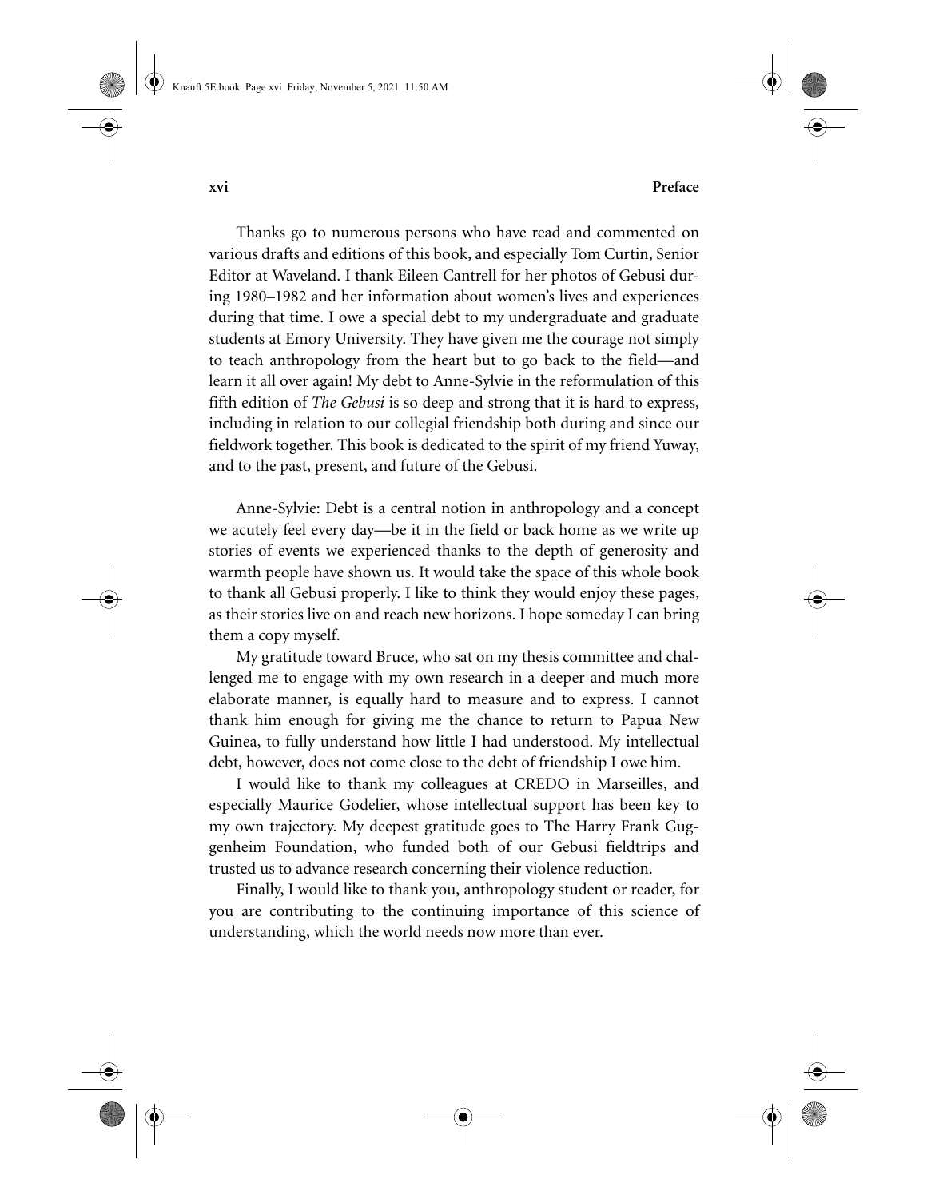Thanks go to numerous persons who have read and commented on various drafts and editions of this book, and especially Tom Curtin, Senior Editor at Waveland. I thank Eileen Cantrell for her photos of Gebusi during 1980–1982 and her information about women's lives and experiences during that time. I owe a special debt to my undergraduate and graduate students at Emory University. They have given me the courage not simply to teach anthropology from the heart but to go back to the field—and learn it all over again! My debt to Anne-Sylvie in the reformulation of this fifth edition of *The Gebusi* is so deep and strong that it is hard to express, including in relation to our collegial friendship both during and since our fieldwork together. This book is dedicated to the spirit of my friend Yuway, and to the past, present, and future of the Gebusi.

Anne-Sylvie: Debt is a central notion in anthropology and a concept we acutely feel every day—be it in the field or back home as we write up stories of events we experienced thanks to the depth of generosity and warmth people have shown us. It would take the space of this whole book to thank all Gebusi properly. I like to think they would enjoy these pages, as their stories live on and reach new horizons. I hope someday I can bring them a copy myself.

My gratitude toward Bruce, who sat on my thesis committee and challenged me to engage with my own research in a deeper and much more elaborate manner, is equally hard to measure and to express. I cannot thank him enough for giving me the chance to return to Papua New Guinea, to fully understand how little I had understood. My intellectual debt, however, does not come close to the debt of friendship I owe him.

I would like to thank my colleagues at CREDO in Marseilles, and especially Maurice Godelier, whose intellectual support has been key to my own trajectory. My deepest gratitude goes to The Harry Frank Guggenheim Foundation, who funded both of our Gebusi fieldtrips and trusted us to advance research concerning their violence reduction.

Finally, I would like to thank you, anthropology student or reader, for you are contributing to the continuing importance of this science of understanding, which the world needs now more than ever.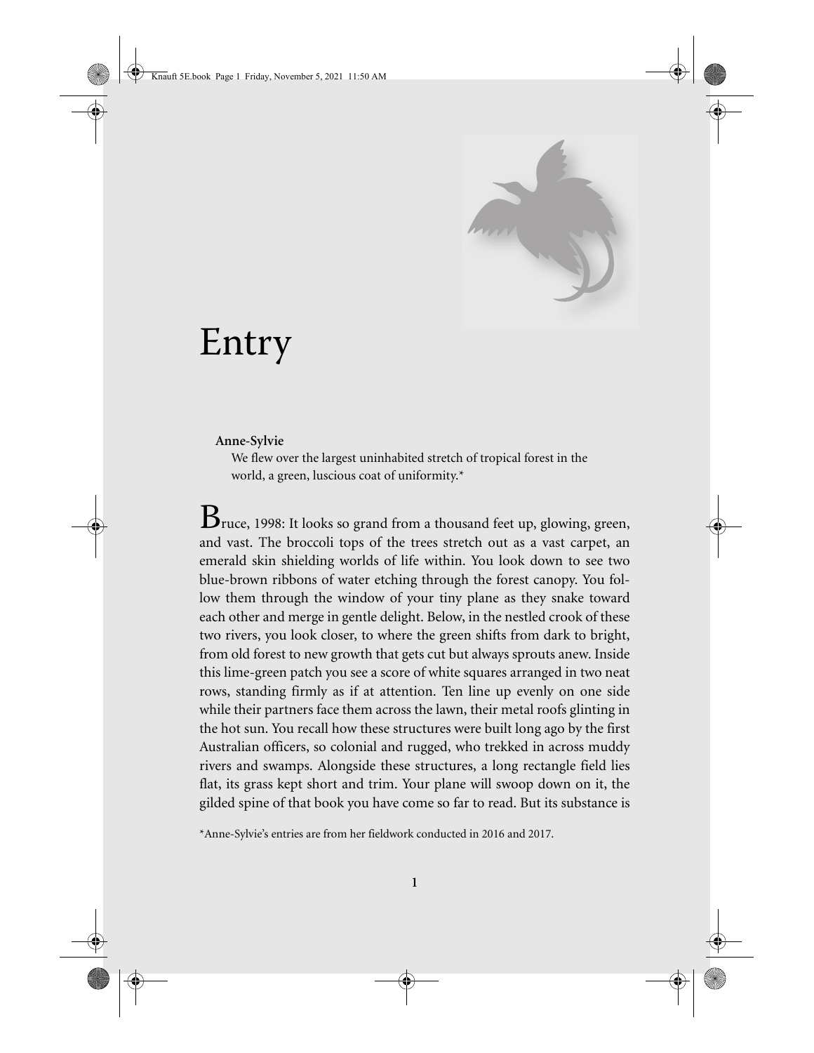# Entry

**Anne-Sylvie**

We flew over the largest uninhabited stretch of tropical forest in the world, a green, luscious coat of uniformity.*

Bruce, 1998: It looks so grand from a thousand feet up, glowing, green, and vast. The broccoli tops of the trees stretch out as a vast carpet, an emerald skin shielding worlds of life within. You look down to see two blue-brown ribbons of water etching through the forest canopy. You follow them through the window of your tiny plane as they snake toward each other and merge in gentle delight. Below, in the nestled crook of these two rivers, you look closer, to where the green shifts from dark to bright, from old forest to new growth that gets cut but always sprouts anew. Inside this lime-green patch you see a score of white squares arranged in two neat rows, standing firmly as if at attention. Ten line up evenly on one side while their partners face them across the lawn, their metal roofs glinting in the hot sun. You recall how these structures were built long ago by the first Australian officers, so colonial and rugged, who trekked in across muddy rivers and swamps. Alongside these structures, a long rectangle field lies flat, its grass kept short and trim. Your plane will swoop down on it, the gilded spine of that book you have come so far to read. But its substance is

*Anne-Sylvie's entries are from her fieldwork conducted in 2016 and 2017.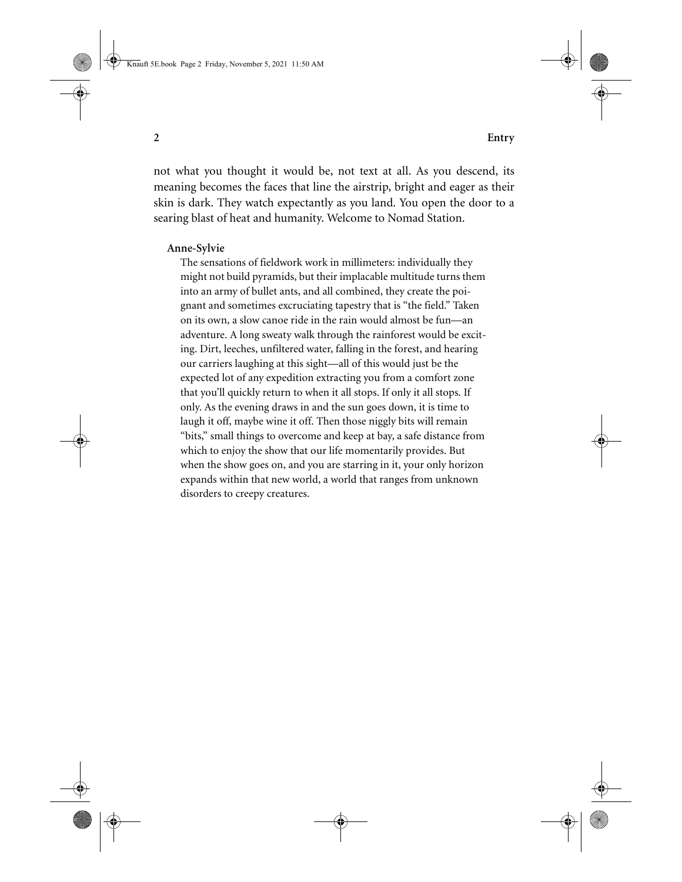not what you thought it would be, not text at all. As you descend, its meaning becomes the faces that line the airstrip, bright and eager as their skin is dark. They watch expectantly as you land. You open the door to a searing blast of heat and humanity. Welcome to Nomad Station.

**Anne-Sylvie**

> The sensations of fieldwork work in millimeters: individually they might not build pyramids, but their implacable multitude turns them into an army of bullet ants, and all combined, they create the poignant and sometimes excruciating tapestry that is "the field." Taken on its own, a slow canoe ride in the rain would almost be fun—an adventure. A long sweaty walk through the rainforest would be exciting. Dirt, leeches, unfiltered water, falling in the forest, and hearing our carriers laughing at this sight—all of this would just be the expected lot of any expedition extracting you from a comfort zone that you'll quickly return to when it all stops. If only it all stops. If only. As the evening draws in and the sun goes down, it is time to laugh it off, maybe wine it off. Then those niggly bits will remain "bits," small things to overcome and keep at bay, a safe distance from which to enjoy the show that our life momentarily provides. But when the show goes on, and you are starring in it, your only horizon expands within that new world, a world that ranges from unknown disorders to creepy creatures.